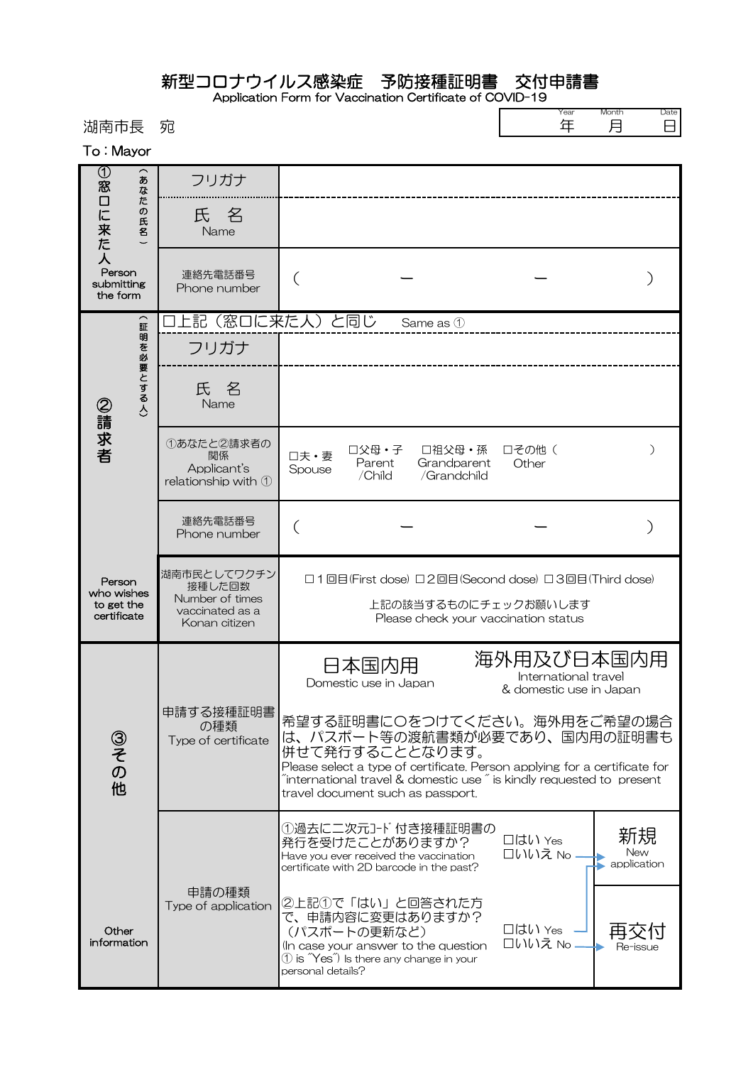# 新型コロナウイルス感染症　予防接種証明書　交付申請書

Application Form for Vaccination Certificate of COVID-19

| Year | Month | Date |
|---|---|---|
| 年 | 月 | 日 |

湖南市長　宛

To : Mayor

| | | |
|---|---|---|
| ①窓口に来た人（あなたの氏名） Person submitting the form | フリガナ | |
| | 氏　名 Name | |
| | 連絡先電話番号 Phone number | (　　　－　　　－　　　) |
| ②請求者（証明を必要とする人） Person who wishes to get the certificate | □上記（窓口に来た人）と同じ　Same as ① | |
| | フリガナ | |
| | 氏　名 Name | |
| | ①あなたと②請求者の関係 Applicant's relationship with ① | □夫・妻 Spouse　□父母・子 Parent /Child　□祖父母・孫 Grandparent /Grandchild　□その他（　　　） Other |
| | 連絡先電話番号 Phone number | (　　　－　　　－　　　) |
| | 湖南市民としてワクチン接種した回数 Number of times vaccinated as a Konan citizen | □１回目(First dose) □２回目(Second dose) □３回目(Third dose)<br>上記の該当するものにチェックお願いします<br>Please check your vaccination status |
| ③その他 Other information | 申請する接種証明書の種類 Type of certificate | 日本国内用 Domestic use in Japan　　海外用及び日本国内用 International travel & domestic use in Japan<br>希望する証明書に〇をつけてください。海外用をご希望の場合は、パスポート等の渡航書類が必要であり、国内用の証明書も併せて発行することとなります。<br>Please select a type of certificate. Person applying for a certificate for "international travel & domestic use" is kindly requested to present travel document such as passport. |
| | 申請の種類 Type of application | ①過去に二次元コード付き接種証明書の発行を受けたことがありますか？ Have you ever received the vaccination certificate with 2D barcode in the past?　□はい Yes　□いいえ No → 新規 New application<br>②上記①で「はい」と回答された方で、申請内容に変更はありますか？（パスポートの更新など） (In case your answer to the question ① is "Yes") Is there any change in your personal details?　□はい Yes → 新規 New application　□いいえ No → 再交付 Re-issue |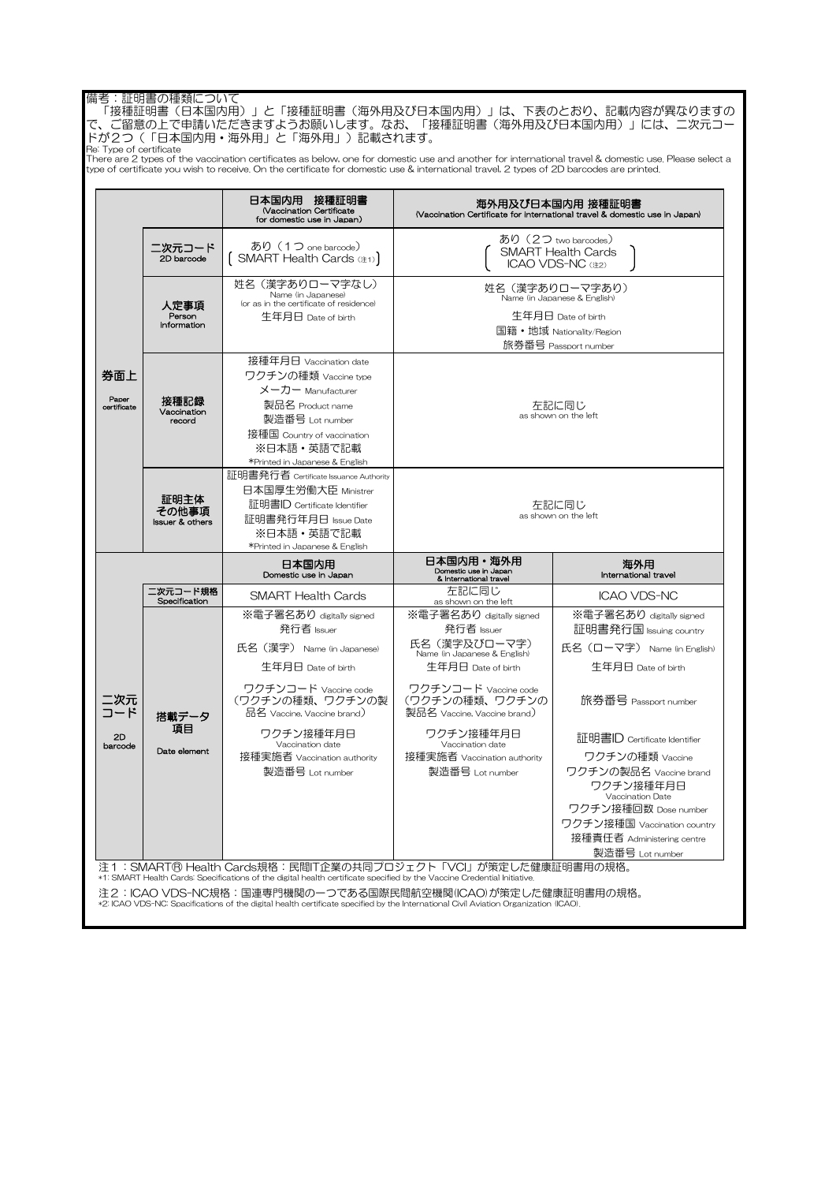備考：証明書の種類について

「接種証明書（日本国内用）」と「接種証明書（海外用及び日本国内用）」は、下表のとおり、記載内容が異なりますので、ご留意の上で申請いただきますようお願いします。なお、「接種証明書（海外用及び日本国内用）」には、二次元コードが2つ（「日本国内用・海外用」と「海外用」）記載されます。

Re: Type of certificate

There are 2 types of the vaccination certificates as below, one for domestic use and another for international travel & domestic use. Please select a type of certificate you wish to receive. On the certificate for domestic use & international travel, 2 types of 2D barcodes are printed.

| | | 日本国内用　接種証明書 (Vaccination Certificate for domestic use in Japan) | 海外用及び日本国内用 接種証明書 (Vaccination Certificate for international travel & domestic use in Japan) | |
|---|---|---|---|---|
| 券面上 Paper certificate | 二次元コード 2D barcode | あり（1つ one barcode）［SMART Health Cards (注1)］ | あり（2つ two barcodes）（SMART Health Cards ICAO VDS-NC (注2)） | |
| | 人定事項 Person information | 姓名（漢字ありローマ字なし） Name (in Japanese) (or as in the certificate of residence)<br>生年月日 Date of birth | 姓名（漢字ありローマ字あり） Name (in Japanese & English)<br>生年月日 Date of birth<br>国籍・地域 Nationality/Region<br>旅券番号 Passport number | |
| | 接種記録 Vaccination record | 接種年月日 Vaccination date<br>ワクチンの種類 Vaccine type<br>メーカー Manufacturer<br>製品名 Product name<br>製造番号 Lot number<br>接種国 Country of vaccination<br>※日本語・英語で記載<br>*Printed in Japanese & English | 左記に同じ as shown on the left | |
| | 証明主体 その他事項 Issuer & others | 証明書発行者 Certificate Issuance Authority<br>日本国厚生労働大臣 Ministrer<br>証明書ID Certificate Identifier<br>証明書発行年月日 Issue Date<br>※日本語・英語で記載<br>*Printed in Japanese & English | 左記に同じ as shown on the left | |
| 二次元コード 2D barcode | | 日本国内用 Domestic use in Japan | 日本国内用・海外用 Domestic use in Japan & International travel | 海外用 International travel |
| | 二次元コード規格 Specification | SMART Health Cards | 左記に同じ as shown on the left | ICAO VDS-NC |
| | 搭載データ項目 Date element | ※電子署名あり digitally signed<br>発行者 Issuer<br>氏名（漢字） Name (in Japanese)<br>生年月日 Date of birth<br>ワクチンコード Vaccine code（ワクチンの種類、ワクチンの製品名 Vaccine, Vaccine brand）<br>ワクチン接種年月日 Vaccination date<br>接種実施者 Vaccination authority<br>製造番号 Lot number | ※電子署名あり digitally signed<br>発行者 Issuer<br>氏名（漢字及びローマ字） Name (in Japanese & English)<br>生年月日 Date of birth<br>ワクチンコード Vaccine code（ワクチンの種類、ワクチンの製品名 Vaccine, Vaccine brand）<br>ワクチン接種年月日 Vaccination date<br>接種実施者 Vaccination authority<br>製造番号 Lot number | ※電子署名あり digitally signed<br>証明書発行国 Issuing country<br>氏名（ローマ字） Name (in English)<br>生年月日 Date of birth<br>旅券番号 Passport number<br>証明書ID Certificate Identifier<br>ワクチンの種類 Vaccine<br>ワクチンの製品名 Vaccine brand<br>ワクチン接種年月日 Vaccination Date<br>ワクチン接種回数 Dose number<br>ワクチン接種国 Vaccination country<br>接種責任者 Administering centre<br>製造番号 Lot number |

注1：SMART® Health Cards規格：民間IT企業の共同プロジェクト「VCI」が策定した健康証明書用の規格。
*1: SMART Health Cards: Specifications of the digital health certificate specified by the Vaccine Credential Initiative.

注2：ICAO VDS-NC規格：国連専門機関の一つである国際民間航空機関(ICAO)が策定した健康証明書用の規格。
*2: ICAO VDS-NC: Spacifications of the digital health certificate specified by the International Civil Aviation Organization (ICAO).